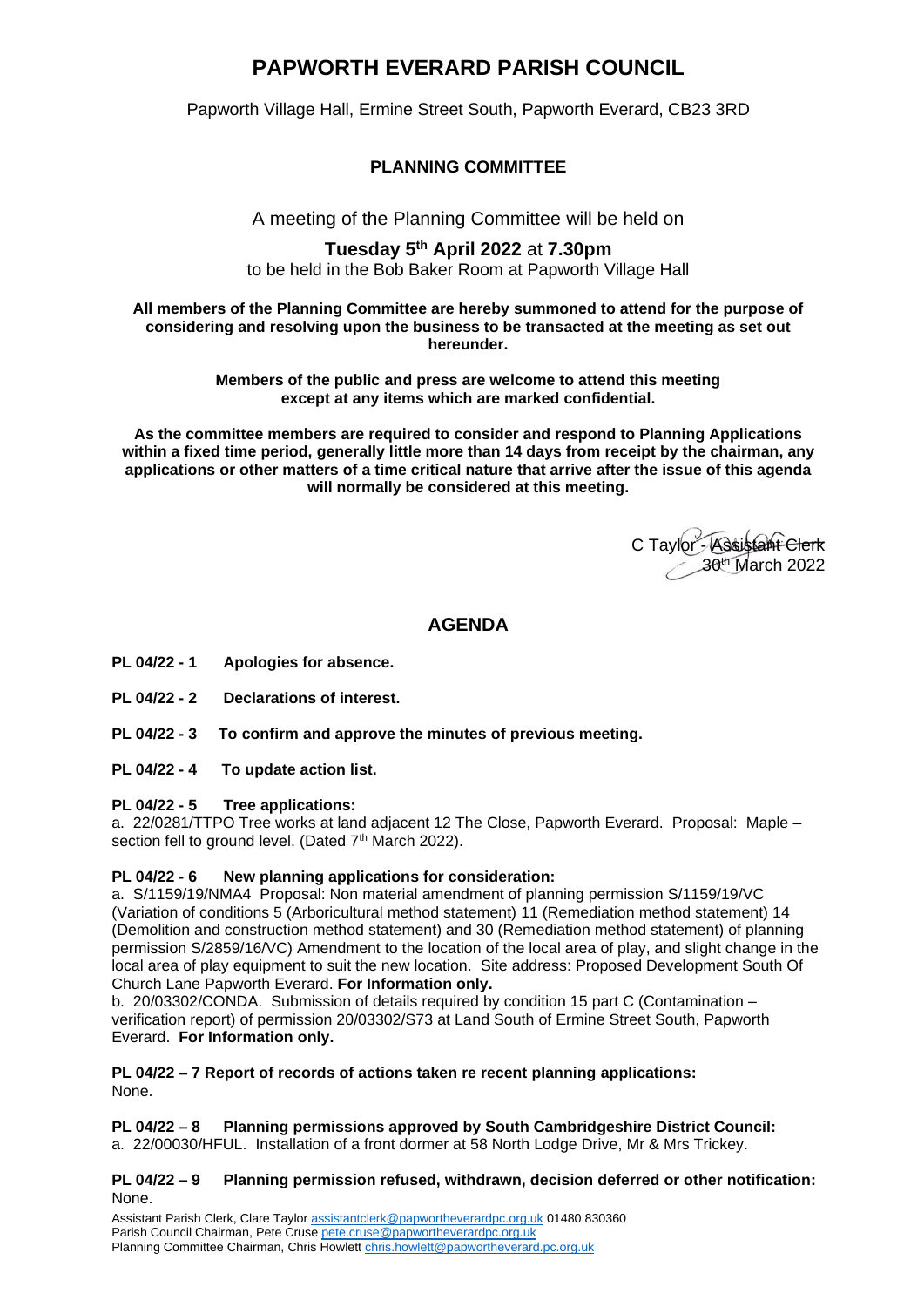# PAPWORTH EVERARD PARISH COUNCIL

Papworth Village Hall, Ermine Street South, Papworth Everard, CB23 3RD

## PLANNING COMMITTEE

A meeting of the Planning Committee will be held on

**Tuesday 5th April 2022** at **7.30pm**

to be held in the Bob Baker Room at Papworth Village Hall

**All members of the Planning Committee are hereby summoned to attend for the purpose of considering and resolving upon the business to be transacted at the meeting as set out hereunder.**

**Members of the public and press are welcome to attend this meeting except at any items which are marked confidential.**

**As the committee members are required to consider and respond to Planning Applications within a fixed time period, generally little more than 14 days from receipt by the chairman, any applications or other matters of a time critical nature that arrive after the issue of this agenda will normally be considered at this meeting.**

C Taylor - Assistant Clerk
30th March 2022

## AGENDA

**PL 04/22 - 1 Apologies for absence.**

**PL 04/22 - 2 Declarations of interest.**

**PL 04/22 - 3 To confirm and approve the minutes of previous meeting.**

**PL 04/22 - 4 To update action list.**

**PL 04/22 - 5 Tree applications:**
a. 22/0281/TTPO Tree works at land adjacent 12 The Close, Papworth Everard. Proposal: Maple – section fell to ground level. (Dated 7th March 2022).

**PL 04/22 - 6 New planning applications for consideration:**
a. S/1159/19/NMA4 Proposal: Non material amendment of planning permission S/1159/19/VC (Variation of conditions 5 (Arboricultural method statement) 11 (Remediation method statement) 14 (Demolition and construction method statement) and 30 (Remediation method statement) of planning permission S/2859/16/VC) Amendment to the location of the local area of play, and slight change in the local area of play equipment to suit the new location. Site address: Proposed Development South Of Church Lane Papworth Everard. **For Information only.**
b. 20/03302/CONDA. Submission of details required by condition 15 part C (Contamination – verification report) of permission 20/03302/S73 at Land South of Ermine Street South, Papworth Everard. **For Information only.**

**PL 04/22 – 7 Report of records of actions taken re recent planning applications:**
None.

**PL 04/22 – 8 Planning permissions approved by South Cambridgeshire District Council:**
a. 22/00030/HFUL. Installation of a front dormer at 58 North Lodge Drive, Mr & Mrs Trickey.

**PL 04/22 – 9 Planning permission refused, withdrawn, decision deferred or other notification:**
None.

Assistant Parish Clerk, Clare Taylor assistantclerk@papwortheverardpc.org.uk 01480 830360
Parish Council Chairman, Pete Cruse pete.cruse@papwortheverardpc.org.uk
Planning Committee Chairman, Chris Howlett chris.howlett@papwortheverard.pc.org.uk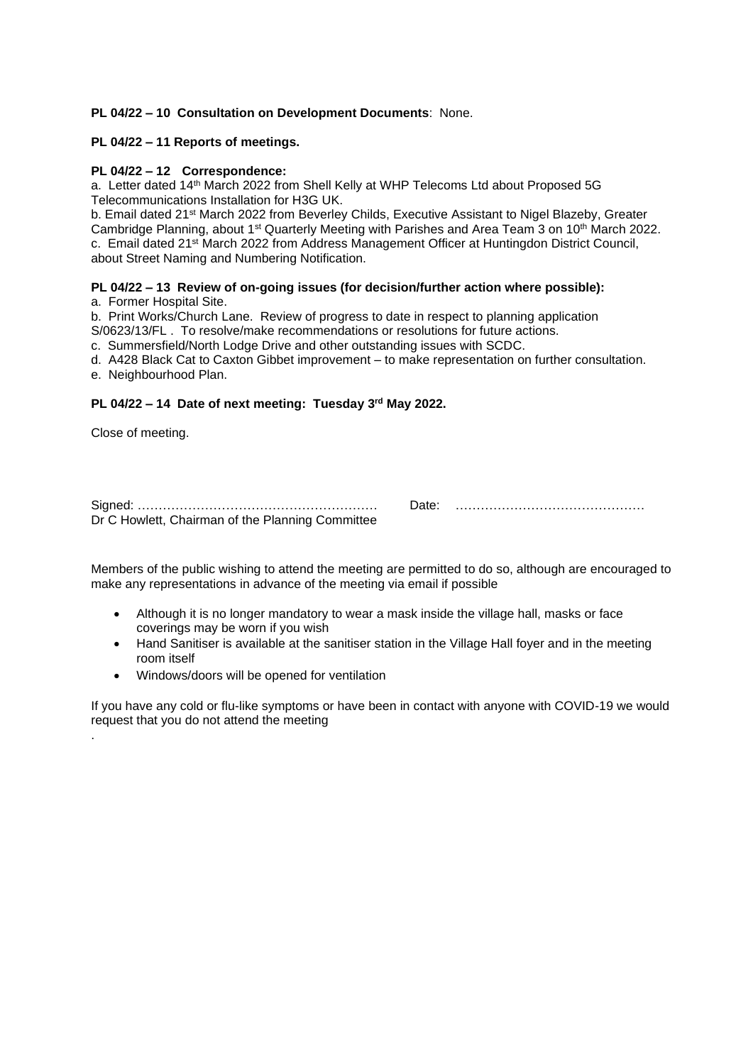**PL 04/22 – 10 Consultation on Development Documents**: None.

**PL 04/22 – 11 Reports of meetings.**

**PL 04/22 – 12 Correspondence:**

a. Letter dated 14th March 2022 from Shell Kelly at WHP Telecoms Ltd about Proposed 5G Telecommunications Installation for H3G UK.

b. Email dated 21st March 2022 from Beverley Childs, Executive Assistant to Nigel Blazeby, Greater Cambridge Planning, about 1st Quarterly Meeting with Parishes and Area Team 3 on 10th March 2022.

c. Email dated 21st March 2022 from Address Management Officer at Huntingdon District Council, about Street Naming and Numbering Notification.

**PL 04/22 – 13 Review of on-going issues (for decision/further action where possible):**

a. Former Hospital Site.

b. Print Works/Church Lane. Review of progress to date in respect to planning application S/0623/13/FL . To resolve/make recommendations or resolutions for future actions.

c. Summersfield/North Lodge Drive and other outstanding issues with SCDC.

d. A428 Black Cat to Caxton Gibbet improvement – to make representation on further consultation.

e. Neighbourhood Plan.

**PL 04/22 – 14 Date of next meeting: Tuesday 3rd May 2022.**

Close of meeting.

Signed: ………………………………………………… Date: ………………………………………

Dr C Howlett, Chairman of the Planning Committee

Members of the public wishing to attend the meeting are permitted to do so, although are encouraged to make any representations in advance of the meeting via email if possible

- Although it is no longer mandatory to wear a mask inside the village hall, masks or face coverings may be worn if you wish
- Hand Sanitiser is available at the sanitiser station in the Village Hall foyer and in the meeting room itself
- Windows/doors will be opened for ventilation

If you have any cold or flu-like symptoms or have been in contact with anyone with COVID-19 we would request that you do not attend the meeting

.